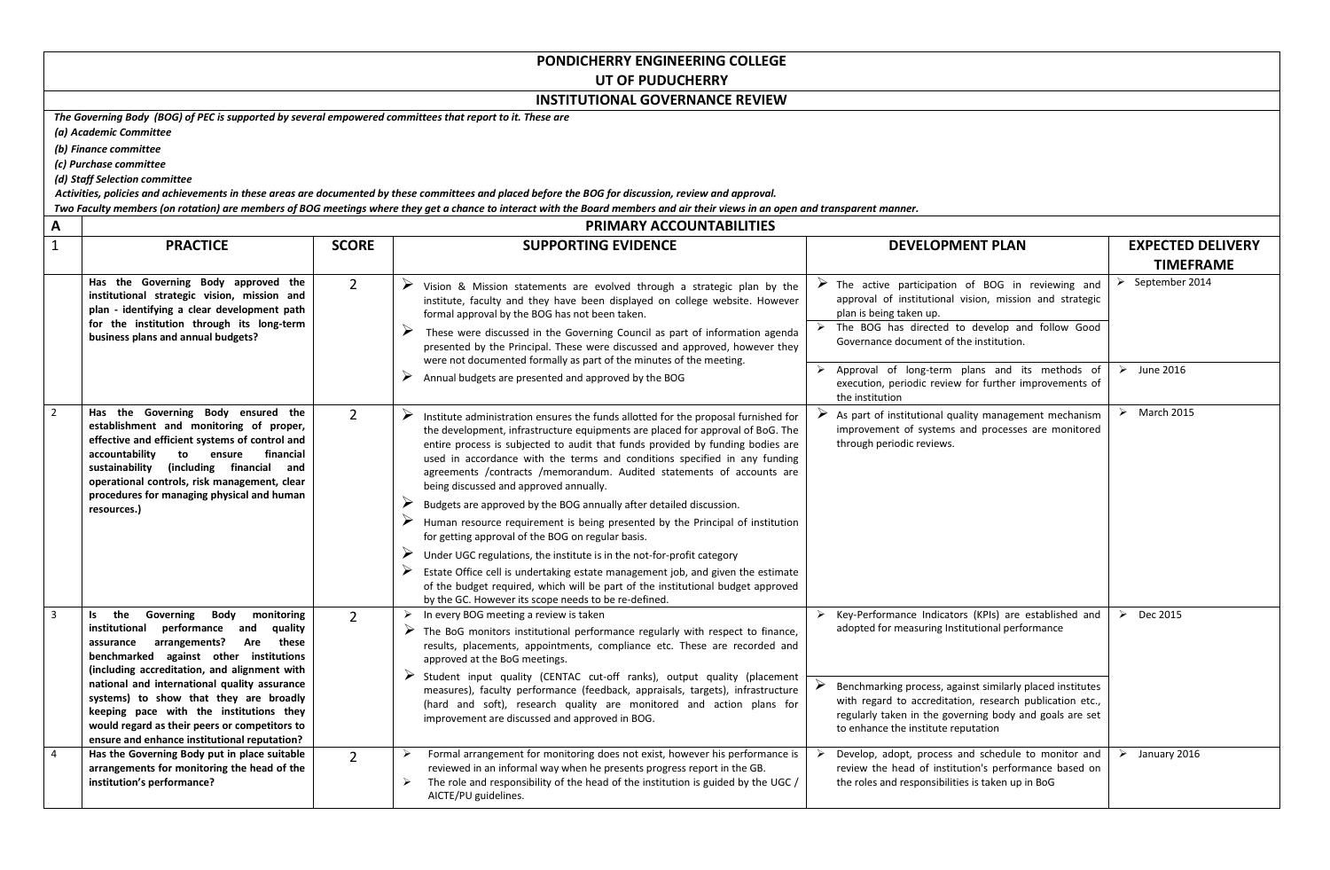# PONDICHERRY ENGINEERING COLLEGE

## UT OF PUDUCHERRY

## INSTITUTIONAL GOVERNANCE REVIEW

***The Governing Body (BOG) of PEC is supported by several empowered committees that report to it. These are***

***(a) Academic Committee***

***(b) Finance committee***

***(c) Purchase committee***

***(d) Staff Selection committee***

***Activities, policies and achievements in these areas are documented by these committees and placed before the BOG for discussion, review and approval.***

***Two Faculty members (on rotation) are members of BOG meetings where they get a chance to interact with the Board members and air their views in an open and transparent manner.***

| A | PRIMARY ACCOUNTABILITIES | | | | |
|---|---|---|---|---|---|
| 1 | **PRACTICE** | **SCORE** | **SUPPORTING EVIDENCE** | **DEVELOPMENT PLAN** | **EXPECTED DELIVERY TIMEFRAME** |
| | **Has the Governing Body approved the institutional strategic vision, mission and plan - identifying a clear development path for the institution through its long-term business plans and annual budgets?** | 2 | ➢ Vision & Mission statements are evolved through a strategic plan by the institute, faculty and they have been displayed on college website. However formal approval by the BOG has not been taken.<br>➢ These were discussed in the Governing Council as part of information agenda presented by the Principal. These were discussed and approved, however they were not documented formally as part of the minutes of the meeting.<br>➢ Annual budgets are presented and approved by the BOG | ➢ The active participation of BOG in reviewing and approval of institutional vision, mission and strategic plan is being taken up.<br>➢ The BOG has directed to develop and follow Good Governance document of the institution.<br>➢ Approval of long-term plans and its methods of execution, periodic review for further improvements of the institution | ➢ September 2014<br>➢ June 2016 |
| 2 | **Has the Governing Body ensured the establishment and monitoring of proper, effective and efficient systems of control and accountability to ensure financial sustainability (including financial and operational controls, risk management, clear procedures for managing physical and human resources.)** | 2 | ➢ Institute administration ensures the funds allotted for the proposal furnished for the development, infrastructure equipments are placed for approval of BoG. The entire process is subjected to audit that funds provided by funding bodies are used in accordance with the terms and conditions specified in any funding agreements /contracts /memorandum. Audited statements of accounts are being discussed and approved annually.<br>➢ Budgets are approved by the BOG annually after detailed discussion.<br>➢ Human resource requirement is being presented by the Principal of institution for getting approval of the BOG on regular basis.<br>➢ Under UGC regulations, the institute is in the not-for-profit category<br>➢ Estate Office cell is undertaking estate management job, and given the estimate of the budget required, which will be part of the institutional budget approved by the GC. However its scope needs to be re-defined. | ➢ As part of institutional quality management mechanism improvement of systems and processes are monitored through periodic reviews. | ➢ March 2015 |
| 3 | **Is the Governing Body monitoring institutional performance and quality assurance arrangements? Are these benchmarked against other institutions (including accreditation, and alignment with national and international quality assurance systems) to show that they are broadly keeping pace with the institutions they would regard as their peers or competitors to ensure and enhance institutional reputation?** | 2 | ➢ In every BOG meeting a review is taken<br>➢ The BoG monitors institutional performance regularly with respect to finance, results, placements, appointments, compliance etc. These are recorded and approved at the BoG meetings.<br>➢ Student input quality (CENTAC cut-off ranks), output quality (placement measures), faculty performance (feedback, appraisals, targets), infrastructure (hard and soft), research quality are monitored and action plans for improvement are discussed and approved in BOG. | ➢ Key-Performance Indicators (KPIs) are established and adopted for measuring Institutional performance<br>➢ Benchmarking process, against similarly placed institutes with regard to accreditation, research publication etc., regularly taken in the governing body and goals are set to enhance the institute reputation | ➢ Dec 2015 |
| 4 | **Has the Governing Body put in place suitable arrangements for monitoring the head of the institution's performance?** | 2 | ➢ Formal arrangement for monitoring does not exist, however his performance is reviewed in an informal way when he presents progress report in the GB.<br>➢ The role and responsibility of the head of the institution is guided by the UGC / AICTE/PU guidelines. | ➢ Develop, adopt, process and schedule to monitor and review the head of institution's performance based on the roles and responsibilities is taken up in BoG | ➢ January 2016 |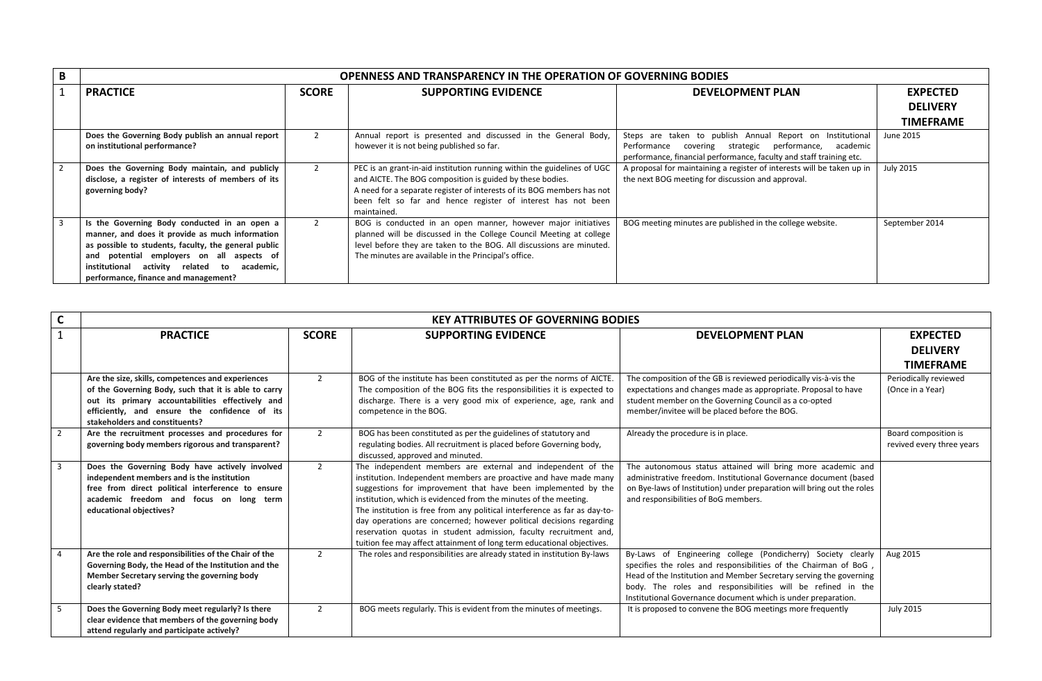| B | OPENNESS AND TRANSPARENCY IN THE OPERATION OF GOVERNING BODIES | | | | |
|---|---|---|---|---|---|
| 1 | **PRACTICE** | **SCORE** | **SUPPORTING EVIDENCE** | **DEVELOPMENT PLAN** | **EXPECTED DELIVERY TIMEFRAME** |
| | **Does the Governing Body publish an annual report on institutional performance?** | 2 | Annual report is presented and discussed in the General Body, however it is not being published so far. | Steps are taken to publish Annual Report on Institutional Performance covering strategic performance, academic performance, financial performance, faculty and staff training etc. | June 2015 |
| 2 | **Does the Governing Body maintain, and publicly disclose, a register of interests of members of its governing body?** | 2 | PEC is an grant-in-aid institution running within the guidelines of UGC and AICTE. The BOG composition is guided by these bodies. A need for a separate register of interests of its BOG members has not been felt so far and hence register of interest has not been maintained. | A proposal for maintaining a register of interests will be taken up in the next BOG meeting for discussion and approval. | July 2015 |
| 3 | **Is the Governing Body conducted in an open a manner, and does it provide as much information as possible to students, faculty, the general public and potential employers on all aspects of institutional activity related to academic, performance, finance and management?** | 2 | BOG is conducted in an open manner, however major initiatives planned will be discussed in the College Council Meeting at college level before they are taken to the BOG. All discussions are minuted. The minutes are available in the Principal's office. | BOG meeting minutes are published in the college website. | September 2014 |

| C | KEY ATTRIBUTES OF GOVERNING BODIES | | | | |
|---|---|---|---|---|---|
| 1 | **PRACTICE** | **SCORE** | **SUPPORTING EVIDENCE** | **DEVELOPMENT PLAN** | **EXPECTED DELIVERY TIMEFRAME** |
| | **Are the size, skills, competences and experiences of the Governing Body, such that it is able to carry out its primary accountabilities effectively and efficiently, and ensure the confidence of its stakeholders and constituents?** | 2 | BOG of the institute has been constituted as per the norms of AICTE. The composition of the BOG fits the responsibilities it is expected to discharge. There is a very good mix of experience, age, rank and competence in the BOG. | The composition of the GB is reviewed periodically vis-à-vis the expectations and changes made as appropriate. Proposal to have student member on the Governing Council as a co-opted member/invitee will be placed before the BOG. | Periodically reviewed (Once in a Year) |
| 2 | **Are the recruitment processes and procedures for governing body members rigorous and transparent?** | 2 | BOG has been constituted as per the guidelines of statutory and regulating bodies. All recruitment is placed before Governing body, discussed, approved and minuted. | Already the procedure is in place. | Board composition is revived every three years |
| 3 | **Does the Governing Body have actively involved independent members and is the institution free from direct political interference to ensure academic freedom and focus on long term educational objectives?** | 2 | The independent members are external and independent of the institution. Independent members are proactive and have made many suggestions for improvement that have been implemented by the institution, which is evident from the minutes of the meeting. The institution is free from any political interference as far as day-to-day operations are concerned; however political decisions regarding reservation quotas in student admission, faculty recruitment and, tuition fee may affect attainment of long term educational objectives. | The autonomous status attained will bring more academic and administrative freedom. Institutional Governance document (based on Bye-laws of Institution) under preparation will bring out the roles and responsibilities of BoG members. | |
| 4 | **Are the role and responsibilities of the Chair of the Governing Body, the Head of the Institution and the Member Secretary serving the governing body clearly stated?** | 2 | The roles and responsibilities are already stated in institution By-laws | By-Laws of Engineering college (Pondicherry) Society clearly specifies the roles and responsibilities of the Chairman of BoG , Head of the Institution and Member Secretary serving the governing body. The roles and responsibilities will be refined in the Institutional Governance document which is under preparation. | Aug 2015 |
| 5 | **Does the Governing Body meet regularly? Is there clear evidence that members of the governing body attend regularly and participate actively?** | 2 | BOG meets regularly. This is evident from the minutes of meetings. | It is proposed to convene the BOG meetings more frequently | July 2015 |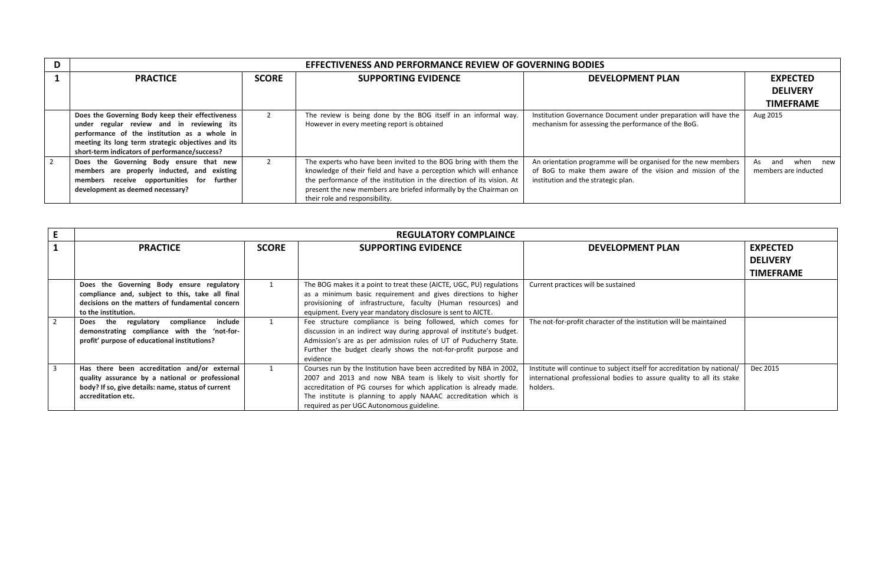| D | EFFECTIVENESS AND PERFORMANCE REVIEW OF GOVERNING BODIES | | | | |
|---|---|---|---|---|---|
| **1** | **PRACTICE** | **SCORE** | **SUPPORTING EVIDENCE** | **DEVELOPMENT PLAN** | **EXPECTED DELIVERY TIMEFRAME** |
| | **Does the Governing Body keep their effectiveness under regular review and in reviewing its performance of the institution as a whole in meeting its long term strategic objectives and its short-term indicators of performance/success?** | 2 | The review is being done by the BOG itself in an informal way. However in every meeting report is obtained | Institution Governance Document under preparation will have the mechanism for assessing the performance of the BoG. | Aug 2015 |
| 2 | **Does the Governing Body ensure that new members are properly inducted, and existing members receive opportunities for further development as deemed necessary?** | 2 | The experts who have been invited to the BOG bring with them the knowledge of their field and have a perception which will enhance the performance of the institution in the direction of its vision. At present the new members are briefed informally by the Chairman on their role and responsibility. | An orientation programme will be organised for the new members of BoG to make them aware of the vision and mission of the institution and the strategic plan. | As and when new members are inducted |

| E | REGULATORY COMPLAINCE | | | | |
|---|---|---|---|---|---|
| **1** | **PRACTICE** | **SCORE** | **SUPPORTING EVIDENCE** | **DEVELOPMENT PLAN** | **EXPECTED DELIVERY TIMEFRAME** |
| | **Does the Governing Body ensure regulatory compliance and, subject to this, take all final decisions on the matters of fundamental concern to the institution.** | 1 | The BOG makes it a point to treat these (AICTE, UGC, PU) regulations as a minimum basic requirement and gives directions to higher provisioning of infrastructure, faculty (Human resources) and equipment. Every year mandatory disclosure is sent to AICTE. | Current practices will be sustained | |
| 2 | **Does the regulatory compliance include demonstrating compliance with the 'not-for-profit' purpose of educational institutions?** | 1 | Fee structure compliance is being followed, which comes for discussion in an indirect way during approval of institute's budget. Admission's are as per admission rules of UT of Puducherry State. Further the budget clearly shows the not-for-profit purpose and evidence | The not-for-profit character of the institution will be maintained | |
| 3 | **Has there been accreditation and/or external quality assurance by a national or professional body? If so, give details: name, status of current accreditation etc.** | 1 | Courses run by the Institution have been accredited by NBA in 2002, 2007 and 2013 and now NBA team is likely to visit shortly for accreditation of PG courses for which application is already made. The institute is planning to apply NAAAC accreditation which is required as per UGC Autonomous guideline. | Institute will continue to subject itself for accreditation by national/ international professional bodies to assure quality to all its stake holders. | Dec 2015 |